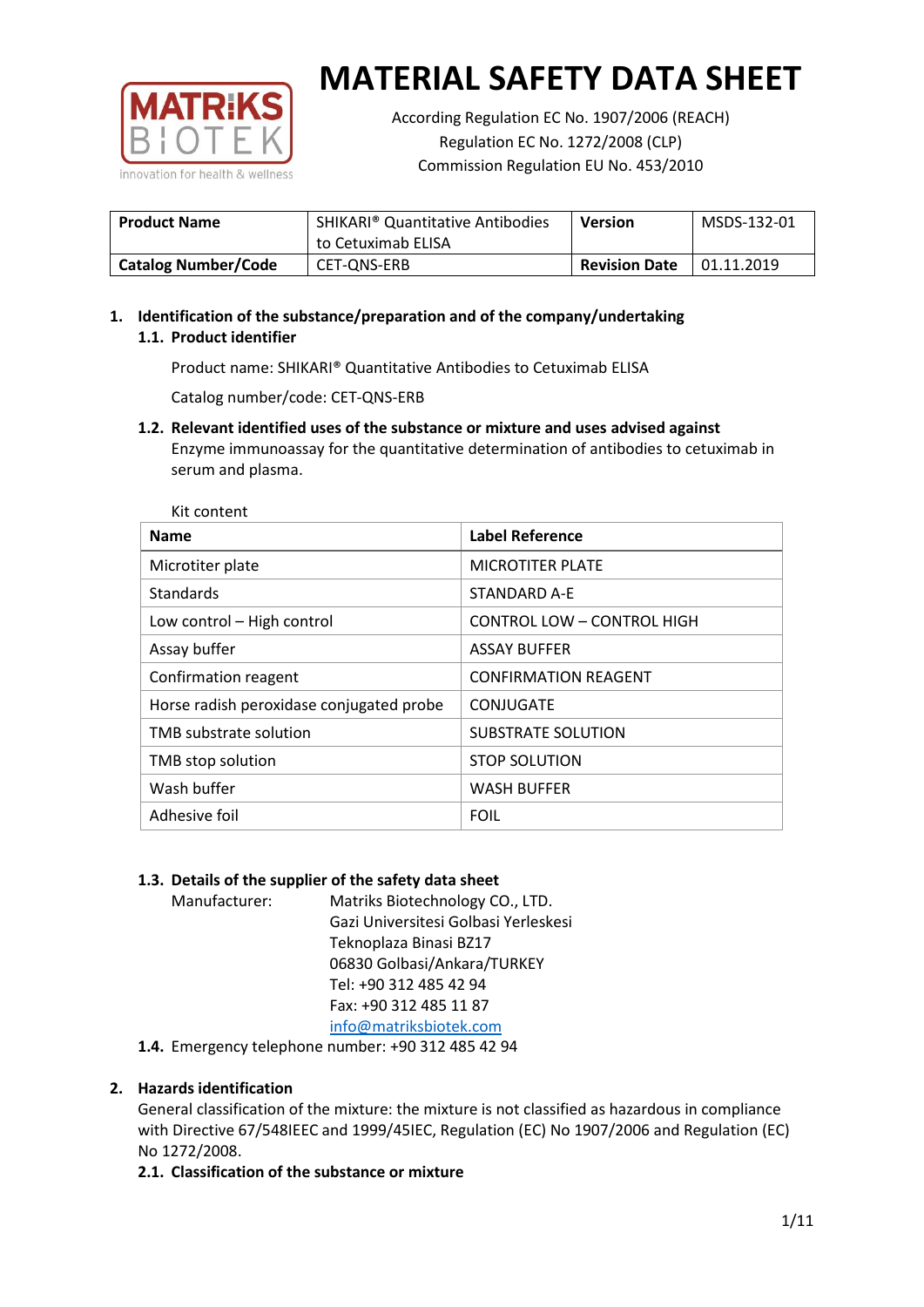# MATERIAL SAFETY DATA SHEET

According Regulation EC No. 1907/2006 (REACH)
Regulation EC No. 1272/2008 (CLP)
Commission Regulation EU No. 453/2010

| **Product Name** | SHIKARI® Quantitative Antibodies to Cetuximab ELISA | **Version** | MSDS-132-01 |
|---|---|---|---|
| **Catalog Number/Code** | CET-QNS-ERB | **Revision Date** | 01.11.2019 |

## 1. Identification of the substance/preparation and of the company/undertaking

### 1.1. Product identifier

Product name: SHIKARI® Quantitative Antibodies to Cetuximab ELISA

Catalog number/code: CET-QNS-ERB

### 1.2. Relevant identified uses of the substance or mixture and uses advised against

Enzyme immunoassay for the quantitative determination of antibodies to cetuximab in serum and plasma.

Kit content

| **Name** | **Label Reference** |
|---|---|
| Microtiter plate | MICROTITER PLATE |
| Standards | STANDARD A-E |
| Low control – High control | CONTROL LOW – CONTROL HIGH |
| Assay buffer | ASSAY BUFFER |
| Confirmation reagent | CONFIRMATION REAGENT |
| Horse radish peroxidase conjugated probe | CONJUGATE |
| TMB substrate solution | SUBSTRATE SOLUTION |
| TMB stop solution | STOP SOLUTION |
| Wash buffer | WASH BUFFER |
| Adhesive foil | FOIL |

### 1.3. Details of the supplier of the safety data sheet

Manufacturer: Matriks Biotechnology CO., LTD.
Gazi Universitesi Golbasi Yerleskesi
Teknoplaza Binasi BZ17
06830 Golbasi/Ankara/TURKEY
Tel: +90 312 485 42 94
Fax: +90 312 485 11 87
info@matriksbiotek.com

### 1.4. Emergency telephone number: +90 312 485 42 94

## 2. Hazards identification

General classification of the mixture: the mixture is not classified as hazardous in compliance with Directive 67/548IEEC and 1999/45IEC, Regulation (EC) No 1907/2006 and Regulation (EC) No 1272/2008.

### 2.1. Classification of the substance or mixture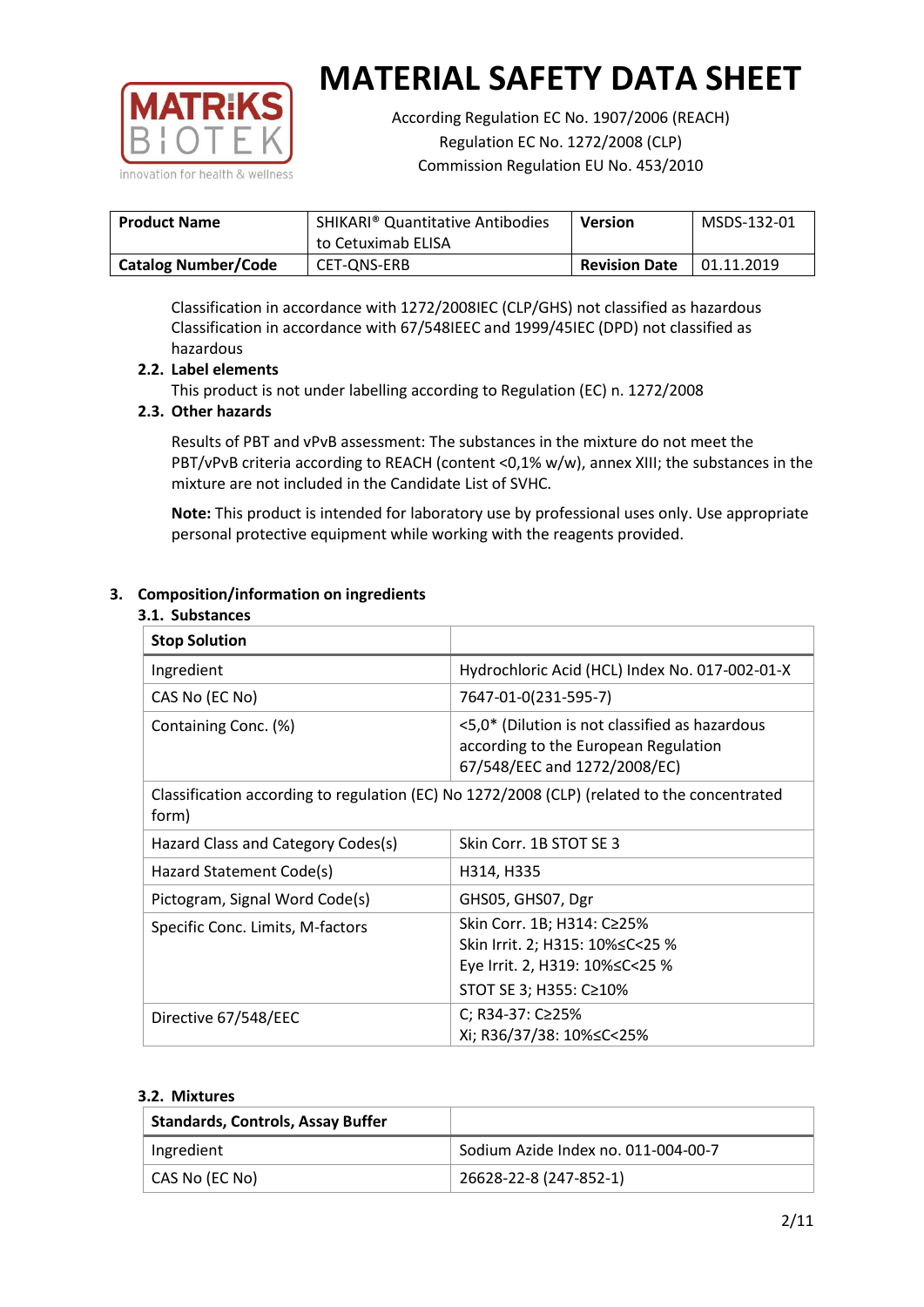# MATERIAL SAFETY DATA SHEET

According Regulation EC No. 1907/2006 (REACH)
Regulation EC No. 1272/2008 (CLP)
Commission Regulation EU No. 453/2010

| **Product Name** | SHIKARI® Quantitative Antibodies to Cetuximab ELISA | **Version** | MSDS-132-01 |
|---|---|---|---|
| **Catalog Number/Code** | CET-QNS-ERB | **Revision Date** | 01.11.2019 |

Classification in accordance with 1272/2008IEC (CLP/GHS) not classified as hazardous
Classification in accordance with 67/548IEEC and 1999/45IEC (DPD) not classified as hazardous

### 2.2. Label elements

This product is not under labelling according to Regulation (EC) n. 1272/2008

### 2.3. Other hazards

Results of PBT and vPvB assessment: The substances in the mixture do not meet the PBT/vPvB criteria according to REACH (content <0,1% w/w), annex XIII; the substances in the mixture are not included in the Candidate List of SVHC.

**Note:** This product is intended for laboratory use by professional uses only. Use appropriate personal protective equipment while working with the reagents provided.

## 3. Composition/information on ingredients

### 3.1. Substances

| **Stop Solution** | |
|---|---|
| Ingredient | Hydrochloric Acid (HCL) Index No. 017-002-01-X |
| CAS No (EC No) | 7647-01-0(231-595-7) |
| Containing Conc. (%) | <5,0* (Dilution is not classified as hazardous according to the European Regulation 67/548/EEC and 1272/2008/EC) |
| Classification according to regulation (EC) No 1272/2008 (CLP) (related to the concentrated form) | |
| Hazard Class and Category Codes(s) | Skin Corr. 1B STOT SE 3 |
| Hazard Statement Code(s) | H314, H335 |
| Pictogram, Signal Word Code(s) | GHS05, GHS07, Dgr |
| Specific Conc. Limits, M-factors | Skin Corr. 1B; H314: C≥25%<br>Skin Irrit. 2; H315: 10%≤C<25 %<br>Eye Irrit. 2, H319: 10%≤C<25 %<br>STOT SE 3; H355: C≥10% |
| Directive 67/548/EEC | C; R34-37: C≥25%<br>Xi; R36/37/38: 10%≤C<25% |

### 3.2. Mixtures

| **Standards, Controls, Assay Buffer** | |
|---|---|
| Ingredient | Sodium Azide Index no. 011-004-00-7 |
| CAS No (EC No) | 26628-22-8 (247-852-1) |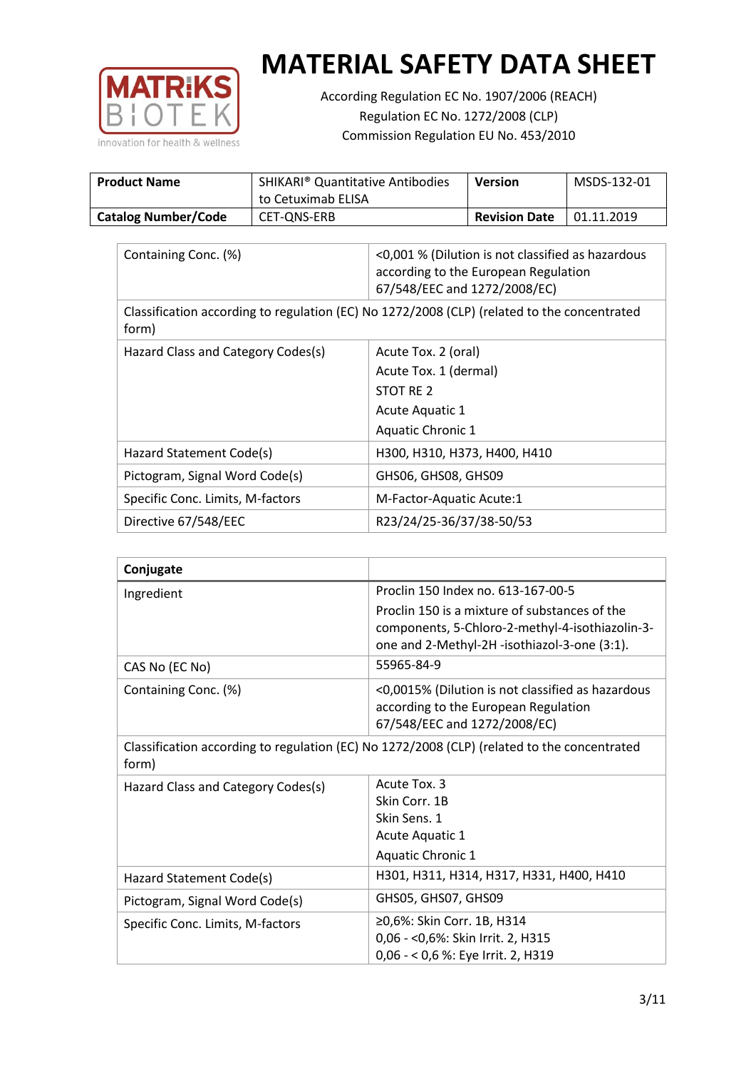# MATERIAL SAFETY DATA SHEET

According Regulation EC No. 1907/2006 (REACH)
Regulation EC No. 1272/2008 (CLP)
Commission Regulation EU No. 453/2010

| **Product Name** | SHIKARI® Quantitative Antibodies to Cetuximab ELISA | **Version** | MSDS-132-01 |
|---|---|---|---|
| **Catalog Number/Code** | CET-QNS-ERB | **Revision Date** | 01.11.2019 |

| | |
|---|---|
| Containing Conc. (%) | <0,001 % (Dilution is not classified as hazardous according to the European Regulation 67/548/EEC and 1272/2008/EC) |
| Classification according to regulation (EC) No 1272/2008 (CLP) (related to the concentrated form) | |
| Hazard Class and Category Codes(s) | Acute Tox. 2 (oral)<br>Acute Tox. 1 (dermal)<br>STOT RE 2<br>Acute Aquatic 1<br>Aquatic Chronic 1 |
| Hazard Statement Code(s) | H300, H310, H373, H400, H410 |
| Pictogram, Signal Word Code(s) | GHS06, GHS08, GHS09 |
| Specific Conc. Limits, M-factors | M-Factor-Aquatic Acute:1 |
| Directive 67/548/EEC | R23/24/25-36/37/38-50/53 |

| **Conjugate** | |
|---|---|
| Ingredient | Proclin 150 Index no. 613-167-00-5<br>Proclin 150 is a mixture of substances of the components, 5-Chloro-2-methyl-4-isothiazolin-3-one and 2-Methyl-2H -isothiazol-3-one (3:1). |
| CAS No (EC No) | 55965-84-9 |
| Containing Conc. (%) | <0,0015% (Dilution is not classified as hazardous according to the European Regulation 67/548/EEC and 1272/2008/EC) |
| Classification according to regulation (EC) No 1272/2008 (CLP) (related to the concentrated form) | |
| Hazard Class and Category Codes(s) | Acute Tox. 3<br>Skin Corr. 1B<br>Skin Sens. 1<br>Acute Aquatic 1<br>Aquatic Chronic 1 |
| Hazard Statement Code(s) | H301, H311, H314, H317, H331, H400, H410 |
| Pictogram, Signal Word Code(s) | GHS05, GHS07, GHS09 |
| Specific Conc. Limits, M-factors | ≥0,6%: Skin Corr. 1B, H314<br>0,06 - <0,6%: Skin Irrit. 2, H315<br>0,06 - < 0,6 %: Eye Irrit. 2, H319 |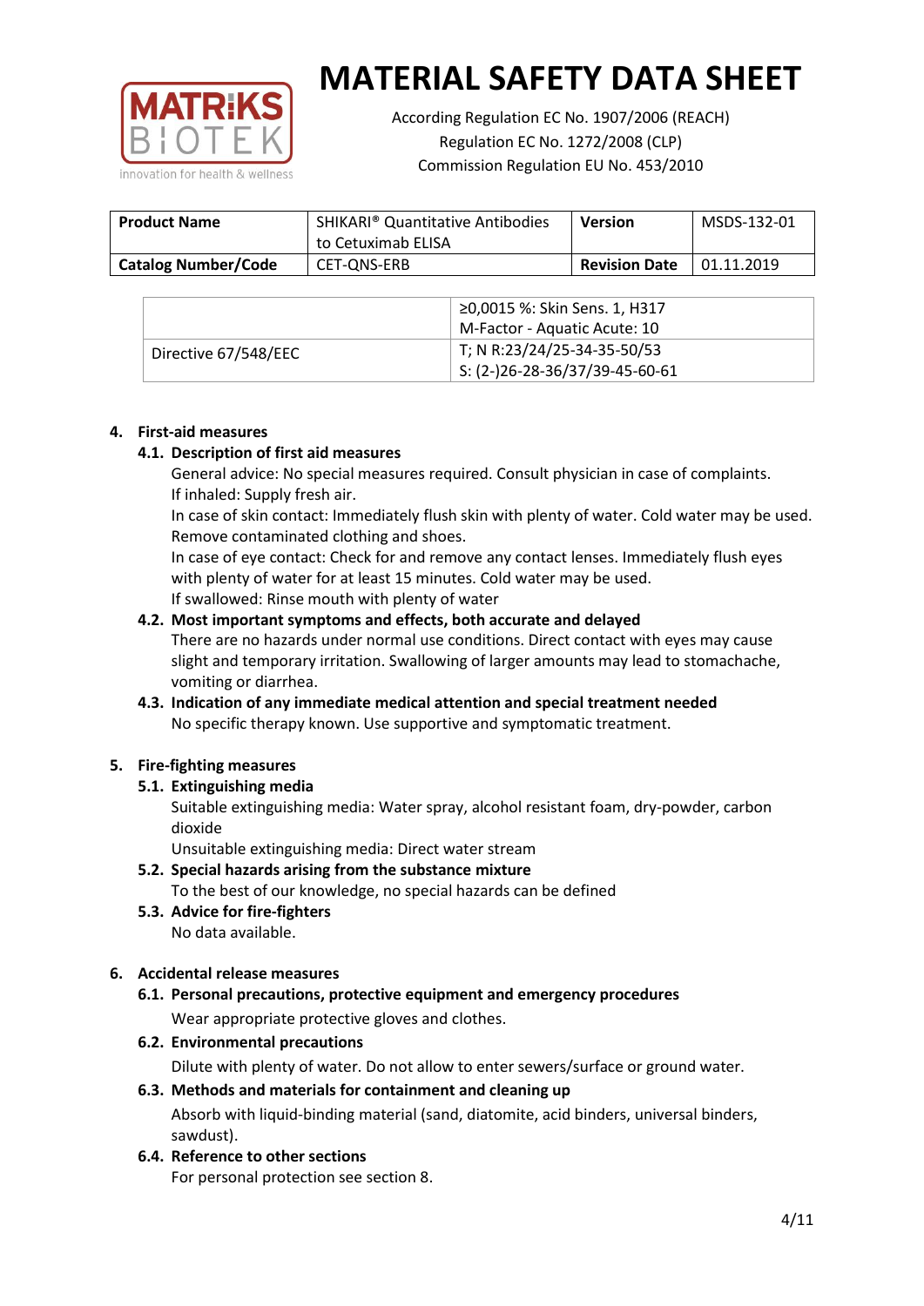# MATERIAL SAFETY DATA SHEET

According Regulation EC No. 1907/2006 (REACH)
Regulation EC No. 1272/2008 (CLP)
Commission Regulation EU No. 453/2010

| **Product Name** | SHIKARI® Quantitative Antibodies to Cetuximab ELISA | **Version** | MSDS-132-01 |
|---|---|---|---|
| **Catalog Number/Code** | CET-QNS-ERB | **Revision Date** | 01.11.2019 |

| | |
|---|---|
| | ≥0,0015 %: Skin Sens. 1, H317<br>M-Factor - Aquatic Acute: 10 |
| Directive 67/548/EEC | T; N R:23/24/25-34-35-50/53<br>S: (2-)26-28-36/37/39-45-60-61 |

## 4. First-aid measures

### 4.1. Description of first aid measures

General advice: No special measures required. Consult physician in case of complaints.
If inhaled: Supply fresh air.
In case of skin contact: Immediately flush skin with plenty of water. Cold water may be used. Remove contaminated clothing and shoes.
In case of eye contact: Check for and remove any contact lenses. Immediately flush eyes with plenty of water for at least 15 minutes. Cold water may be used.
If swallowed: Rinse mouth with plenty of water

### 4.2. Most important symptoms and effects, both accurate and delayed

There are no hazards under normal use conditions. Direct contact with eyes may cause slight and temporary irritation. Swallowing of larger amounts may lead to stomachache, vomiting or diarrhea.

### 4.3. Indication of any immediate medical attention and special treatment needed

No specific therapy known. Use supportive and symptomatic treatment.

## 5. Fire-fighting measures

### 5.1. Extinguishing media

Suitable extinguishing media: Water spray, alcohol resistant foam, dry-powder, carbon dioxide
Unsuitable extinguishing media: Direct water stream

### 5.2. Special hazards arising from the substance mixture

To the best of our knowledge, no special hazards can be defined

### 5.3. Advice for fire-fighters

No data available.

## 6. Accidental release measures

### 6.1. Personal precautions, protective equipment and emergency procedures

Wear appropriate protective gloves and clothes.

### 6.2. Environmental precautions

Dilute with plenty of water. Do not allow to enter sewers/surface or ground water.

### 6.3. Methods and materials for containment and cleaning up

Absorb with liquid-binding material (sand, diatomite, acid binders, universal binders, sawdust).

### 6.4. Reference to other sections

For personal protection see section 8.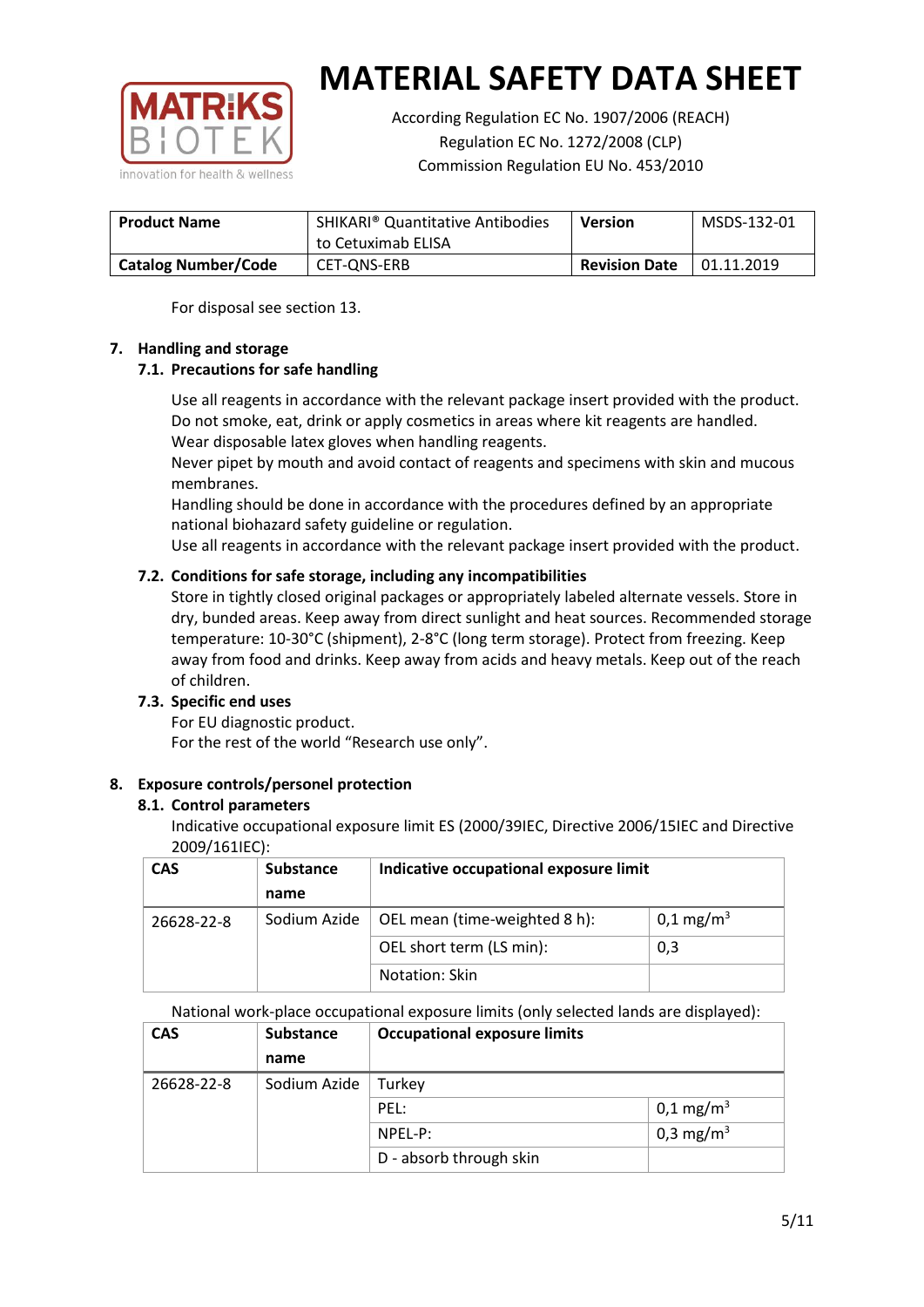For disposal see section 13.

## 7. Handling and storage

### 7.1. Precautions for safe handling

Use all reagents in accordance with the relevant package insert provided with the product.
Do not smoke, eat, drink or apply cosmetics in areas where kit reagents are handled.
Wear disposable latex gloves when handling reagents.
Never pipet by mouth and avoid contact of reagents and specimens with skin and mucous membranes.
Handling should be done in accordance with the procedures defined by an appropriate national biohazard safety guideline or regulation.
Use all reagents in accordance with the relevant package insert provided with the product.

### 7.2. Conditions for safe storage, including any incompatibilities

Store in tightly closed original packages or appropriately labeled alternate vessels. Store in dry, bunded areas. Keep away from direct sunlight and heat sources. Recommended storage temperature: 10-30°C (shipment), 2-8°C (long term storage). Protect from freezing. Keep away from food and drinks. Keep away from acids and heavy metals. Keep out of the reach of children.

### 7.3. Specific end uses

For EU diagnostic product.
For the rest of the world "Research use only".

## 8. Exposure controls/personel protection

### 8.1. Control parameters

Indicative occupational exposure limit ES (2000/39IEC, Directive 2006/15IEC and Directive 2009/161IEC):

| CAS | Substance name | Indicative occupational exposure limit | |
|---|---|---|---|
| 26628-22-8 | Sodium Azide | OEL mean (time-weighted 8 h): | 0,1 mg/m$^3$ |
| | | OEL short term (LS min): | 0,3 |
| | | Notation: Skin | |

National work-place occupational exposure limits (only selected lands are displayed):

| CAS | Substance name | Occupational exposure limits | |
|---|---|---|---|
| 26628-22-8 | Sodium Azide | Turkey | |
| | | PEL: | 0,1 mg/m$^3$ |
| | | NPEL-P: | 0,3 mg/m$^3$ |
| | | D - absorb through skin | |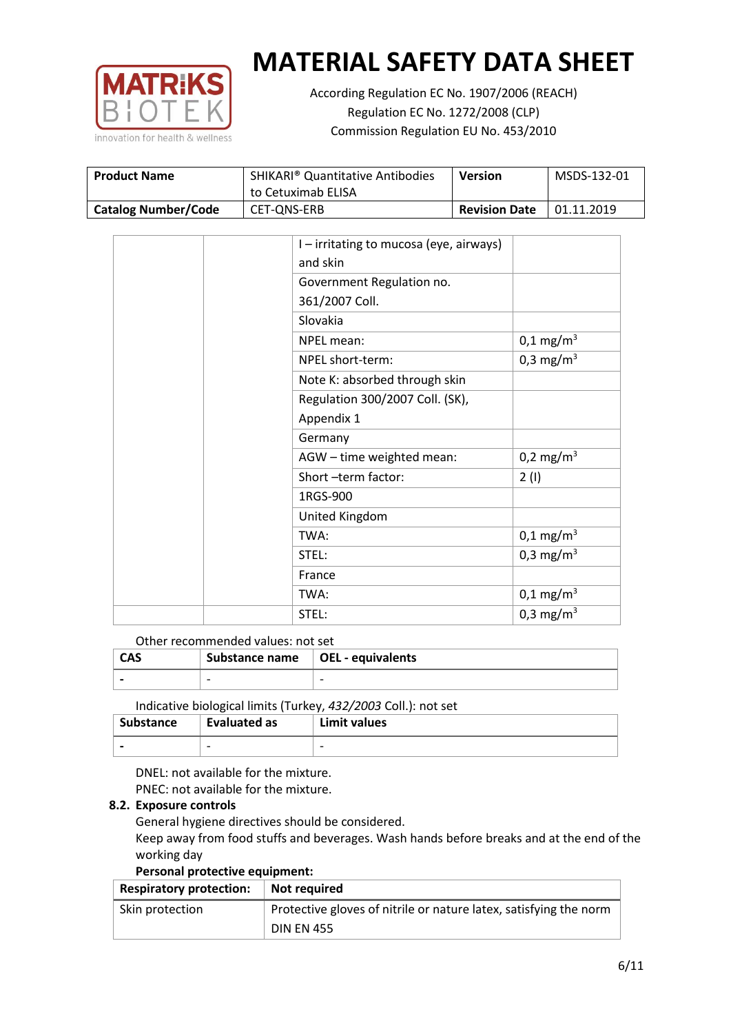# MATERIAL SAFETY DATA SHEET

According Regulation EC No. 1907/2006 (REACH)
Regulation EC No. 1272/2008 (CLP)
Commission Regulation EU No. 453/2010

| Product Name | SHIKARI® Quantitative Antibodies to Cetuximab ELISA | Version | MSDS-132-01 |
|---|---|---|---|
| Catalog Number/Code | CET-QNS-ERB | Revision Date | 01.11.2019 |

| | | | |
|---|---|---|---|
| | | I – irritating to mucosa (eye, airways) and skin | |
| | | Government Regulation no. 361/2007 Coll. | |
| | | Slovakia | |
| | | NPEL mean: | 0,1 mg/m$^3$ |
| | | NPEL short-term: | 0,3 mg/m$^3$ |
| | | Note K: absorbed through skin | |
| | | Regulation 300/2007 Coll. (SK), Appendix 1 | |
| | | Germany | |
| | | AGW – time weighted mean: | 0,2 mg/m$^3$ |
| | | Short –term factor: | 2 (I) |
| | | 1RGS-900 | |
| | | United Kingdom | |
| | | TWA: | 0,1 mg/m$^3$ |
| | | STEL: | 0,3 mg/m$^3$ |
| | | France | |
| | | TWA: | 0,1 mg/m$^3$ |
| | | STEL: | 0,3 mg/m$^3$ |

Other recommended values: not set

| CAS | Substance name | OEL - equivalents |
|---|---|---|
| - | - | - |

Indicative biological limits (Turkey, *432/2003* Coll.): not set

| Substance | Evaluated as | Limit values |
|---|---|---|
| - | - | - |

DNEL: not available for the mixture.
PNEC: not available for the mixture.

**8.2. Exposure controls**

General hygiene directives should be considered.
Keep away from food stuffs and beverages. Wash hands before breaks and at the end of the working day

**Personal protective equipment:**

| Respiratory protection: | Not required |
|---|---|
| Skin protection | Protective gloves of nitrile or nature latex, satisfying the norm DIN EN 455 |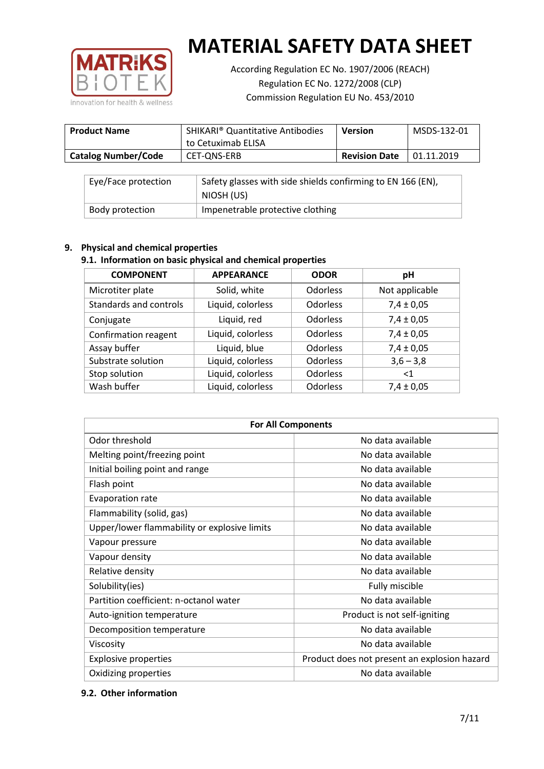# MATERIAL SAFETY DATA SHEET

According Regulation EC No. 1907/2006 (REACH)
Regulation EC No. 1272/2008 (CLP)
Commission Regulation EU No. 453/2010

| **Product Name** | SHIKARI® Quantitative Antibodies to Cetuximab ELISA | **Version** | MSDS-132-01 |
|---|---|---|---|
| **Catalog Number/Code** | CET-QNS-ERB | **Revision Date** | 01.11.2019 |

| Eye/Face protection | Safety glasses with side shields confirming to EN 166 (EN), NIOSH (US) |
|---|---|
| Body protection | Impenetrable protective clothing |

## 9. Physical and chemical properties

### 9.1. Information on basic physical and chemical properties

| COMPONENT | APPEARANCE | ODOR | pH |
|---|---|---|---|
| Microtiter plate | Solid, white | Odorless | Not applicable |
| Standards and controls | Liquid, colorless | Odorless | 7,4 ± 0,05 |
| Conjugate | Liquid, red | Odorless | 7,4 ± 0,05 |
| Confirmation reagent | Liquid, colorless | Odorless | 7,4 ± 0,05 |
| Assay buffer | Liquid, blue | Odorless | 7,4 ± 0,05 |
| Substrate solution | Liquid, colorless | Odorless | 3,6 – 3,8 |
| Stop solution | Liquid, colorless | Odorless | <1 |
| Wash buffer | Liquid, colorless | Odorless | 7,4 ± 0,05 |

| For All Components | |
|---|---|
| Odor threshold | No data available |
| Melting point/freezing point | No data available |
| Initial boiling point and range | No data available |
| Flash point | No data available |
| Evaporation rate | No data available |
| Flammability (solid, gas) | No data available |
| Upper/lower flammability or explosive limits | No data available |
| Vapour pressure | No data available |
| Vapour density | No data available |
| Relative density | No data available |
| Solubility(ies) | Fully miscible |
| Partition coefficient: n-octanol water | No data available |
| Auto-ignition temperature | Product is not self-igniting |
| Decomposition temperature | No data available |
| Viscosity | No data available |
| Explosive properties | Product does not present an explosion hazard |
| Oxidizing properties | No data available |

### 9.2. Other information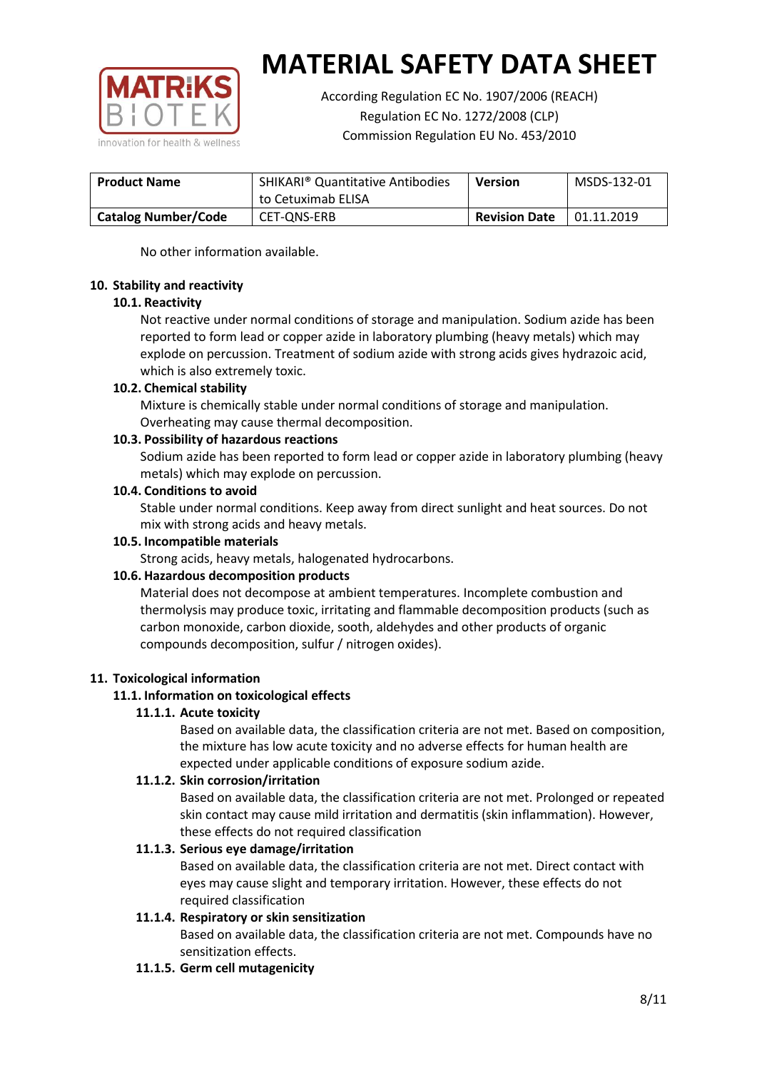No other information available.

## 10. Stability and reactivity

### 10.1. Reactivity

Not reactive under normal conditions of storage and manipulation. Sodium azide has been reported to form lead or copper azide in laboratory plumbing (heavy metals) which may explode on percussion. Treatment of sodium azide with strong acids gives hydrazoic acid, which is also extremely toxic.

### 10.2. Chemical stability

Mixture is chemically stable under normal conditions of storage and manipulation. Overheating may cause thermal decomposition.

### 10.3. Possibility of hazardous reactions

Sodium azide has been reported to form lead or copper azide in laboratory plumbing (heavy metals) which may explode on percussion.

### 10.4. Conditions to avoid

Stable under normal conditions. Keep away from direct sunlight and heat sources. Do not mix with strong acids and heavy metals.

### 10.5. Incompatible materials

Strong acids, heavy metals, halogenated hydrocarbons.

### 10.6. Hazardous decomposition products

Material does not decompose at ambient temperatures. Incomplete combustion and thermolysis may produce toxic, irritating and flammable decomposition products (such as carbon monoxide, carbon dioxide, sooth, aldehydes and other products of organic compounds decomposition, sulfur / nitrogen oxides).

## 11. Toxicological information

### 11.1. Information on toxicological effects

#### 11.1.1. Acute toxicity

Based on available data, the classification criteria are not met. Based on composition, the mixture has low acute toxicity and no adverse effects for human health are expected under applicable conditions of exposure sodium azide.

#### 11.1.2. Skin corrosion/irritation

Based on available data, the classification criteria are not met. Prolonged or repeated skin contact may cause mild irritation and dermatitis (skin inflammation). However, these effects do not required classification

#### 11.1.3. Serious eye damage/irritation

Based on available data, the classification criteria are not met. Direct contact with eyes may cause slight and temporary irritation. However, these effects do not required classification

#### 11.1.4. Respiratory or skin sensitization

Based on available data, the classification criteria are not met. Compounds have no sensitization effects.

#### 11.1.5. Germ cell mutagenicity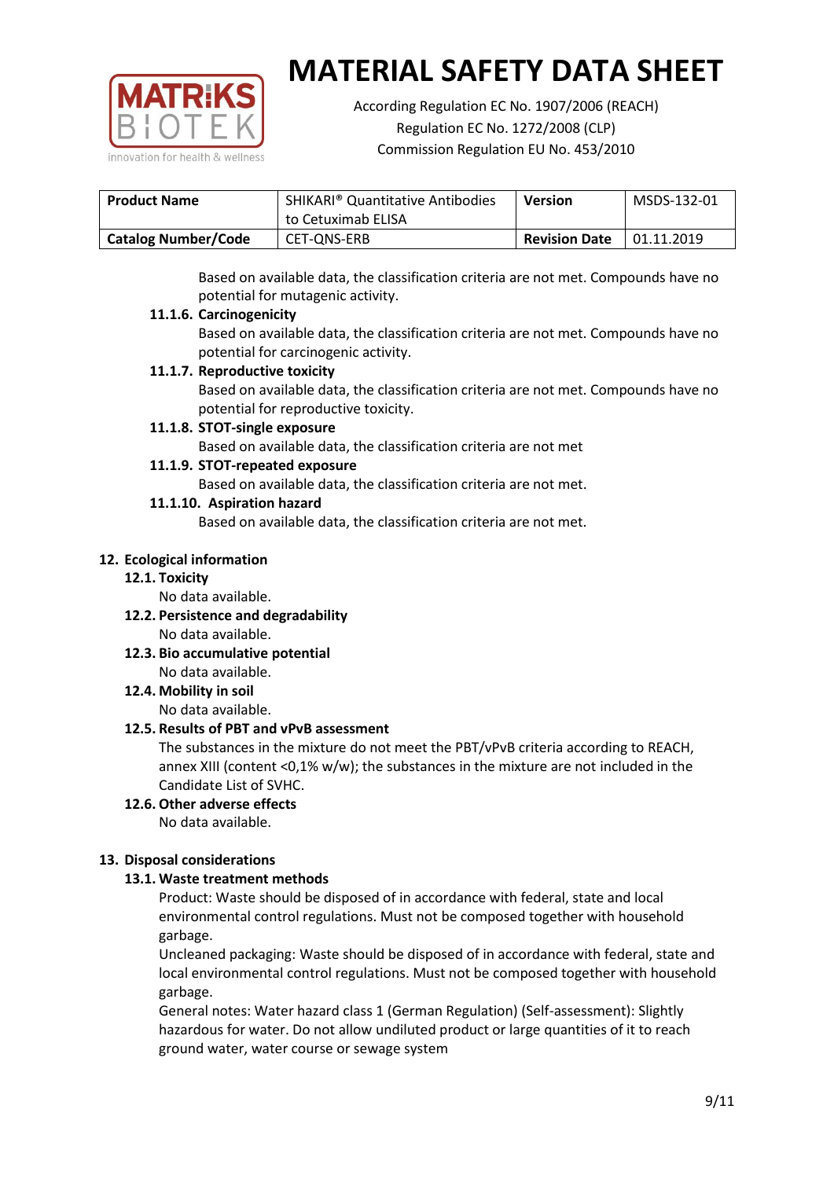Based on available data, the classification criteria are not met. Compounds have no potential for mutagenic activity.

**11.1.6. Carcinogenicity**

Based on available data, the classification criteria are not met. Compounds have no potential for carcinogenic activity.

**11.1.7. Reproductive toxicity**

Based on available data, the classification criteria are not met. Compounds have no potential for reproductive toxicity.

**11.1.8. STOT-single exposure**

Based on available data, the classification criteria are not met

**11.1.9. STOT-repeated exposure**

Based on available data, the classification criteria are not met.

**11.1.10. Aspiration hazard**

Based on available data, the classification criteria are not met.

## 12. Ecological information

### 12.1. Toxicity

No data available.

### 12.2. Persistence and degradability

No data available.

### 12.3. Bio accumulative potential

No data available.

### 12.4. Mobility in soil

No data available.

### 12.5. Results of PBT and vPvB assessment

The substances in the mixture do not meet the PBT/vPvB criteria according to REACH, annex XIII (content <0,1% w/w); the substances in the mixture are not included in the Candidate List of SVHC.

### 12.6. Other adverse effects

No data available.

## 13. Disposal considerations

### 13.1. Waste treatment methods

Product: Waste should be disposed of in accordance with federal, state and local environmental control regulations. Must not be composed together with household garbage.

Uncleaned packaging: Waste should be disposed of in accordance with federal, state and local environmental control regulations. Must not be composed together with household garbage.

General notes: Water hazard class 1 (German Regulation) (Self-assessment): Slightly hazardous for water. Do not allow undiluted product or large quantities of it to reach ground water, water course or sewage system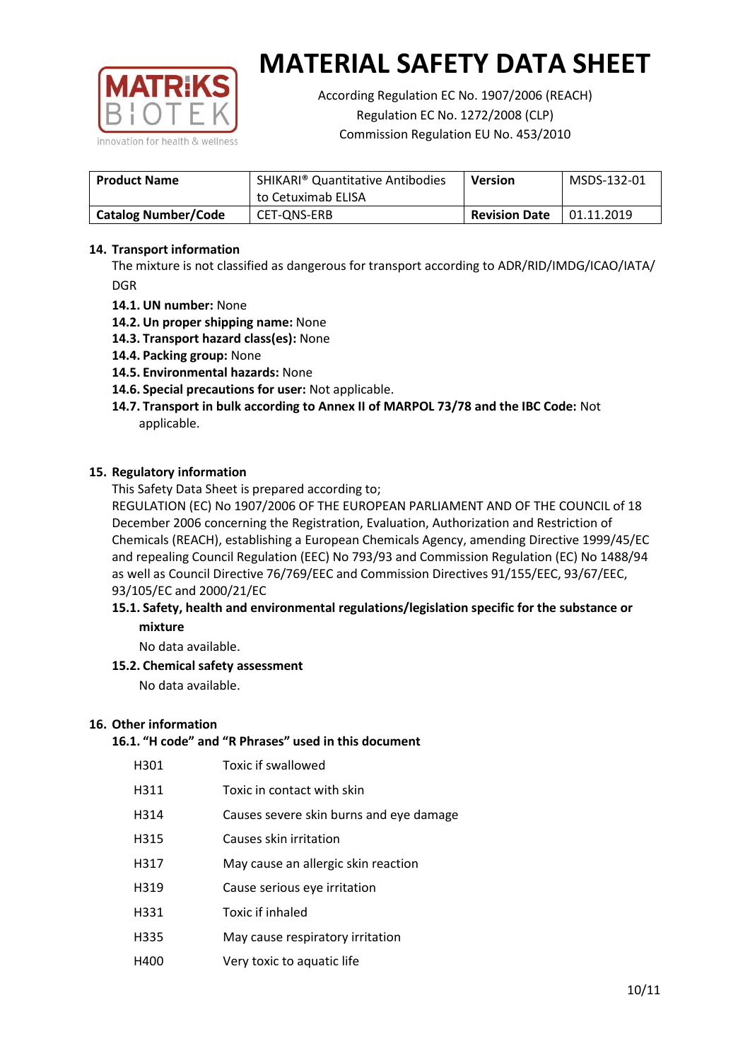# MATERIAL SAFETY DATA SHEET

According Regulation EC No. 1907/2006 (REACH)
Regulation EC No. 1272/2008 (CLP)
Commission Regulation EU No. 453/2010

| Product Name | SHIKARI® Quantitative Antibodies to Cetuximab ELISA | Version | MSDS-132-01 |
|---|---|---|---|
| Catalog Number/Code | CET-QNS-ERB | Revision Date | 01.11.2019 |

## 14. Transport information

The mixture is not classified as dangerous for transport according to ADR/RID/IMDG/ICAO/IATA/DGR

- **14.1. UN number:** None
- **14.2. Un proper shipping name:** None
- **14.3. Transport hazard class(es):** None
- **14.4. Packing group:** None
- **14.5. Environmental hazards:** None
- **14.6. Special precautions for user:** Not applicable.
- **14.7. Transport in bulk according to Annex II of MARPOL 73/78 and the IBC Code:** Not applicable.

## 15. Regulatory information

This Safety Data Sheet is prepared according to;
REGULATION (EC) No 1907/2006 OF THE EUROPEAN PARLIAMENT AND OF THE COUNCIL of 18 December 2006 concerning the Registration, Evaluation, Authorization and Restriction of Chemicals (REACH), establishing a European Chemicals Agency, amending Directive 1999/45/EC and repealing Council Regulation (EEC) No 793/93 and Commission Regulation (EC) No 1488/94 as well as Council Directive 76/769/EEC and Commission Directives 91/155/EEC, 93/67/EEC, 93/105/EC and 2000/21/EC

### 15.1. Safety, health and environmental regulations/legislation specific for the substance or mixture

No data available.

### 15.2. Chemical safety assessment

No data available.

## 16. Other information

### 16.1. "H code" and "R Phrases" used in this document

| | |
|---|---|
| H301 | Toxic if swallowed |
| H311 | Toxic in contact with skin |
| H314 | Causes severe skin burns and eye damage |
| H315 | Causes skin irritation |
| H317 | May cause an allergic skin reaction |
| H319 | Cause serious eye irritation |
| H331 | Toxic if inhaled |
| H335 | May cause respiratory irritation |
| H400 | Very toxic to aquatic life |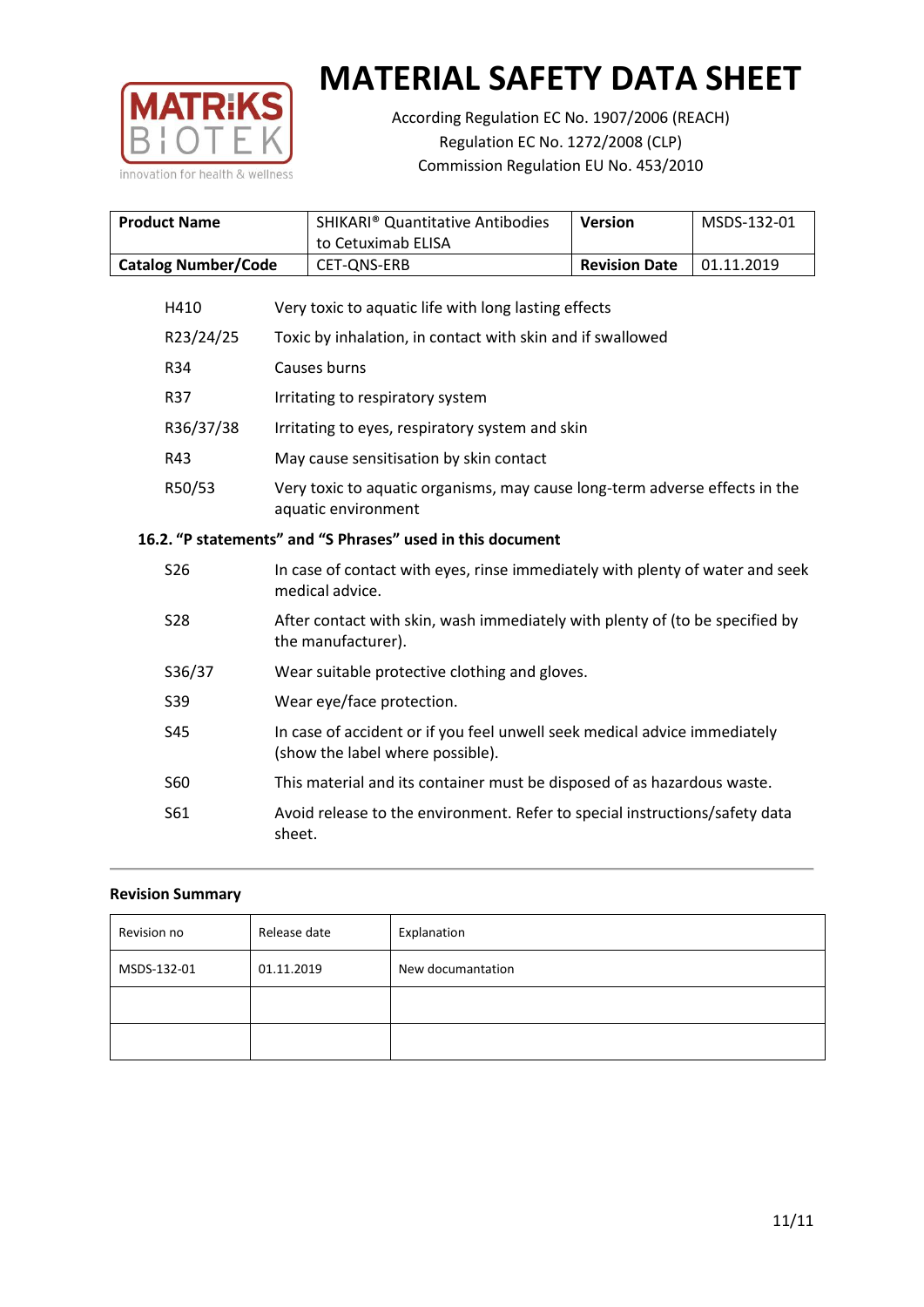# MATERIAL SAFETY DATA SHEET

According Regulation EC No. 1907/2006 (REACH)
Regulation EC No. 1272/2008 (CLP)
Commission Regulation EU No. 453/2010

| **Product Name** | SHIKARI® Quantitative Antibodies to Cetuximab ELISA | **Version** | MSDS-132-01 |
|---|---|---|---|
| **Catalog Number/Code** | CET-QNS-ERB | **Revision Date** | 01.11.2019 |

| | |
|---|---|
| H410 | Very toxic to aquatic life with long lasting effects |
| R23/24/25 | Toxic by inhalation, in contact with skin and if swallowed |
| R34 | Causes burns |
| R37 | Irritating to respiratory system |
| R36/37/38 | Irritating to eyes, respiratory system and skin |
| R43 | May cause sensitisation by skin contact |
| R50/53 | Very toxic to aquatic organisms, may cause long-term adverse effects in the aquatic environment |

### 16.2. "P statements" and "S Phrases" used in this document

| | |
|---|---|
| S26 | In case of contact with eyes, rinse immediately with plenty of water and seek medical advice. |
| S28 | After contact with skin, wash immediately with plenty of (to be specified by the manufacturer). |
| S36/37 | Wear suitable protective clothing and gloves. |
| S39 | Wear eye/face protection. |
| S45 | In case of accident or if you feel unwell seek medical advice immediately (show the label where possible). |
| S60 | This material and its container must be disposed of as hazardous waste. |
| S61 | Avoid release to the environment. Refer to special instructions/safety data sheet. |

**Revision Summary**

| Revision no | Release date | Explanation |
|---|---|---|
| MSDS-132-01 | 01.11.2019 | New documantation |
| | | |
| | | |